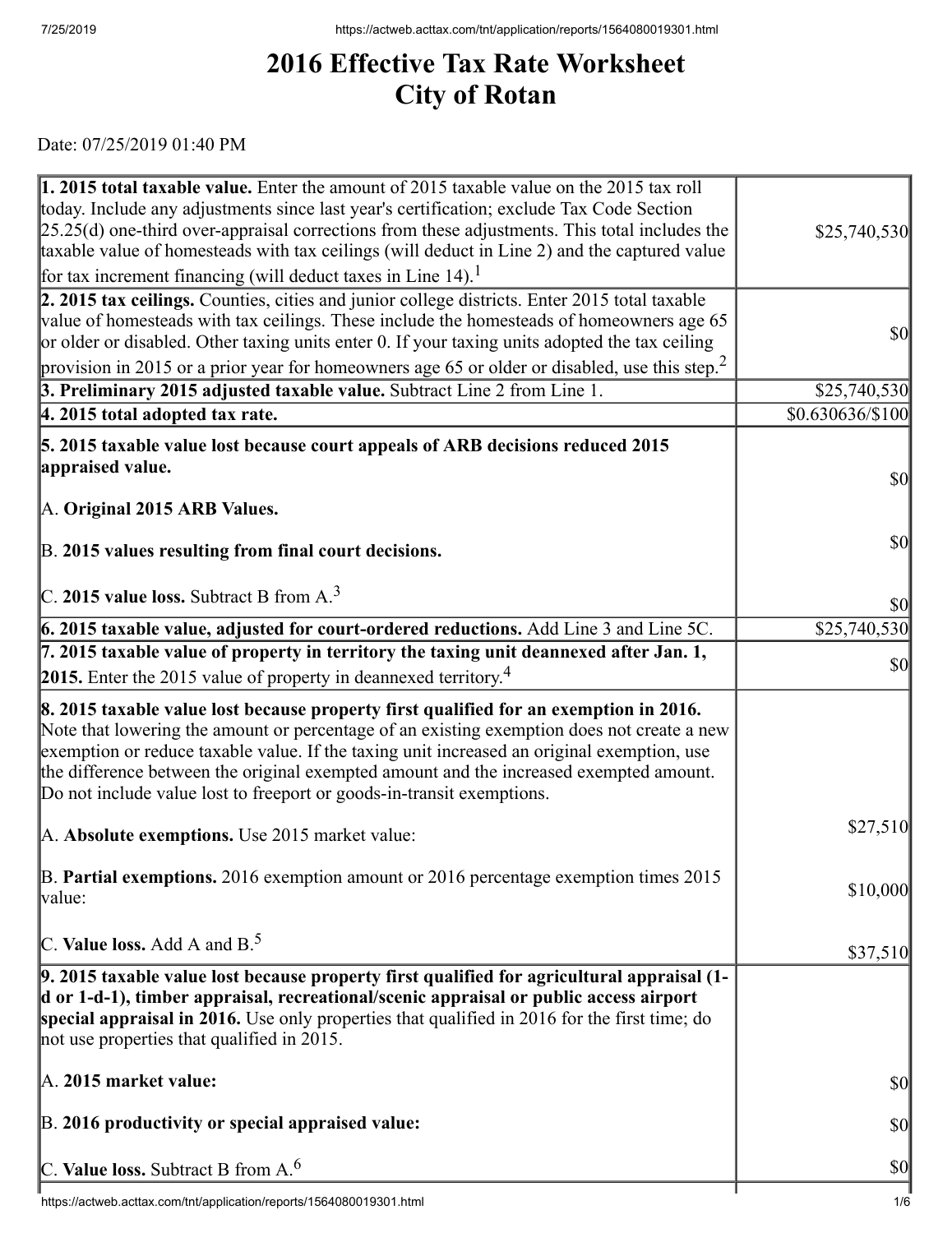# 2016 Effective Tax Rate Worksheet City of Rotan

Date: 07/25/2019 01:40 PM

| | |
|---|---|
| **1. 2015 total taxable value.** Enter the amount of 2015 taxable value on the 2015 tax roll today. Include any adjustments since last year's certification; exclude Tax Code Section 25.25(d) one-third over-appraisal corrections from these adjustments. This total includes the taxable value of homesteads with tax ceilings (will deduct in Line 2) and the captured value for tax increment financing (will deduct taxes in Line 14).[1] | $25,740,530 |
| **2. 2015 tax ceilings.** Counties, cities and junior college districts. Enter 2015 total taxable value of homesteads with tax ceilings. These include the homesteads of homeowners age 65 or older or disabled. Other taxing units enter 0. If your taxing units adopted the tax ceiling provision in 2015 or a prior year for homeowners age 65 or older or disabled, use this step.[2] | $0 |
| **3. Preliminary 2015 adjusted taxable value.** Subtract Line 2 from Line 1. | $25,740,530 |
| **4. 2015 total adopted tax rate.** | $0.630636/$100 |
| **5. 2015 taxable value lost because court appeals of ARB decisions reduced 2015 appraised value.** | |
| A. **Original 2015 ARB Values.** | $0 |
| B. **2015 values resulting from final court decisions.** | $0 |
| C. **2015 value loss.** Subtract B from A.[3] | $0 |
| **6. 2015 taxable value, adjusted for court-ordered reductions.** Add Line 3 and Line 5C. | $25,740,530 |
| **7. 2015 taxable value of property in territory the taxing unit deannexed after Jan. 1, 2015.** Enter the 2015 value of property in deannexed territory.[4] | $0 |
| **8. 2015 taxable value lost because property first qualified for an exemption in 2016.** Note that lowering the amount or percentage of an existing exemption does not create a new exemption or reduce taxable value. If the taxing unit increased an original exemption, use the difference between the original exempted amount and the increased exempted amount. Do not include value lost to freeport or goods-in-transit exemptions. | |
| A. **Absolute exemptions.** Use 2015 market value: | $27,510 |
| B. **Partial exemptions.** 2016 exemption amount or 2016 percentage exemption times 2015 value: | $10,000 |
| C. **Value loss.** Add A and B.[5] | $37,510 |
| **9. 2015 taxable value lost because property first qualified for agricultural appraisal (1-d or 1-d-1), timber appraisal, recreational/scenic appraisal or public access airport special appraisal in 2016.** Use only properties that qualified in 2016 for the first time; do not use properties that qualified in 2015. | |
| A. **2015 market value:** | $0 |
| B. **2016 productivity or special appraised value:** | $0 |
| C. **Value loss.** Subtract B from A.[6] | $0 |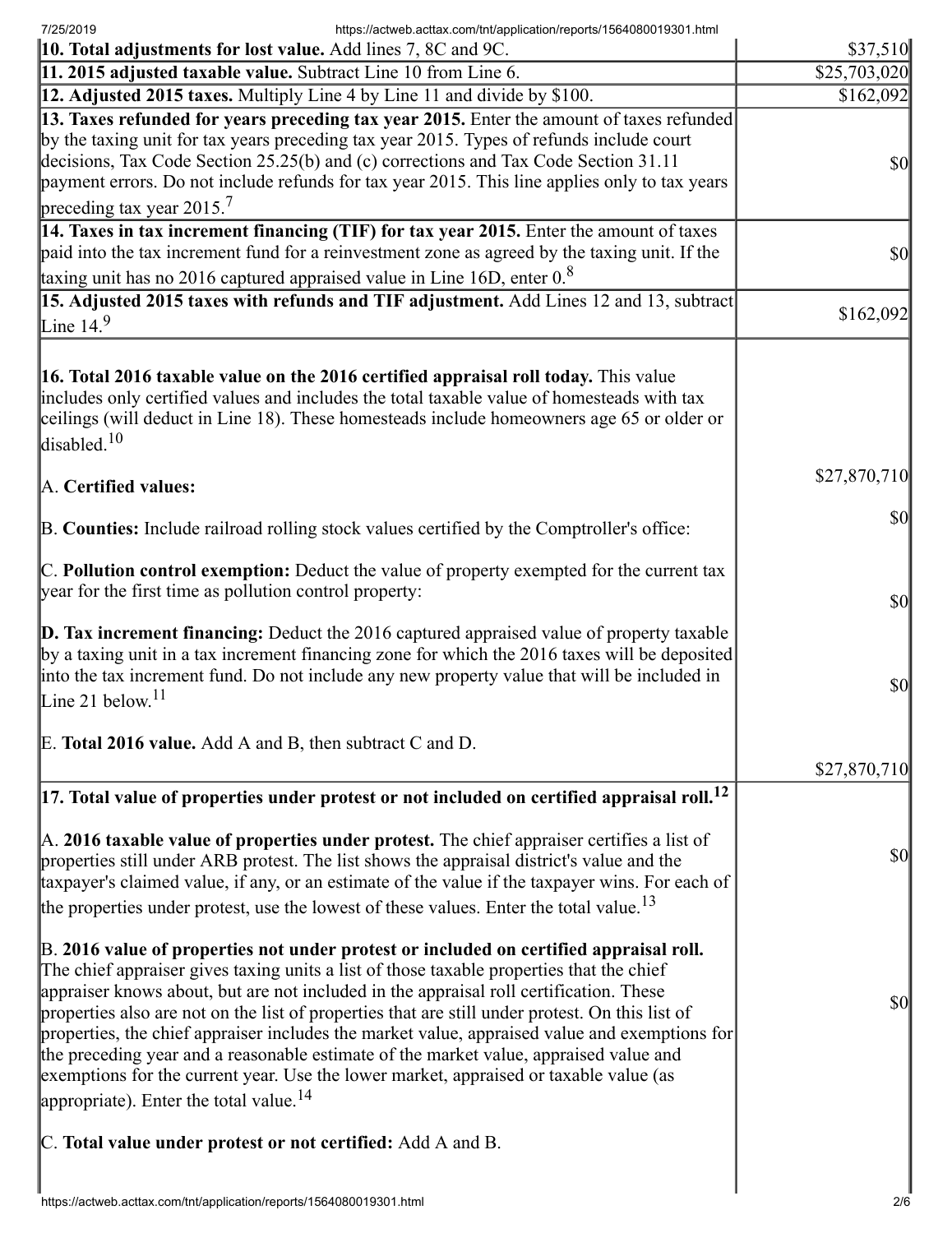| | |
|---|---|
| **10. Total adjustments for lost value.** Add lines 7, 8C and 9C. | $37,510 |
| **11. 2015 adjusted taxable value.** Subtract Line 10 from Line 6. | $25,703,020 |
| **12. Adjusted 2015 taxes.** Multiply Line 4 by Line 11 and divide by $100. | $162,092 |
| **13. Taxes refunded for years preceding tax year 2015.** Enter the amount of taxes refunded by the taxing unit for tax years preceding tax year 2015. Types of refunds include court decisions, Tax Code Section 25.25(b) and (c) corrections and Tax Code Section 31.11 payment errors. Do not include refunds for tax year 2015. This line applies only to tax years preceding tax year 2015.[7] | $0 |
| **14. Taxes in tax increment financing (TIF) for tax year 2015.** Enter the amount of taxes paid into the tax increment fund for a reinvestment zone as agreed by the taxing unit. If the taxing unit has no 2016 captured appraised value in Line 16D, enter 0.[8] | $0 |
| **15. Adjusted 2015 taxes with refunds and TIF adjustment.** Add Lines 12 and 13, subtract Line 14.[9] | $162,092 |
| **16. Total 2016 taxable value on the 2016 certified appraisal roll today.** This value includes only certified values and includes the total taxable value of homesteads with tax ceilings (will deduct in Line 18). These homesteads include homeowners age 65 or older or disabled.[10]<br><br>A. **Certified values:**<br><br>B. **Counties:** Include railroad rolling stock values certified by the Comptroller's office:<br><br>C. **Pollution control exemption:** Deduct the value of property exempted for the current tax year for the first time as pollution control property:<br><br>**D. Tax increment financing:** Deduct the 2016 captured appraised value of property taxable by a taxing unit in a tax increment financing zone for which the 2016 taxes will be deposited into the tax increment fund. Do not include any new property value that will be included in Line 21 below.[11]<br><br>E. **Total 2016 value.** Add A and B, then subtract C and D. | <br><br><br>$27,870,710<br><br>$0<br><br>$0<br><br>$0<br><br>$27,870,710 |
| **17. Total value of properties under protest or not included on certified appraisal roll.**[12]<br><br>A. **2016 taxable value of properties under protest.** The chief appraiser certifies a list of properties still under ARB protest. The list shows the appraisal district's value and the taxpayer's claimed value, if any, or an estimate of the value if the taxpayer wins. For each of the properties under protest, use the lowest of these values. Enter the total value.[13]<br><br>B. **2016 value of properties not under protest or included on certified appraisal roll.** The chief appraiser gives taxing units a list of those taxable properties that the chief appraiser knows about, but are not included in the appraisal roll certification. These properties also are not on the list of properties that are still under protest. On this list of properties, the chief appraiser includes the market value, appraised value and exemptions for the preceding year and a reasonable estimate of the market value, appraised value and exemptions for the current year. Use the lower market, appraised or taxable value (as appropriate). Enter the total value.[14]<br><br>C. **Total value under protest or not certified:** Add A and B. | <br><br>$0<br><br>$0 |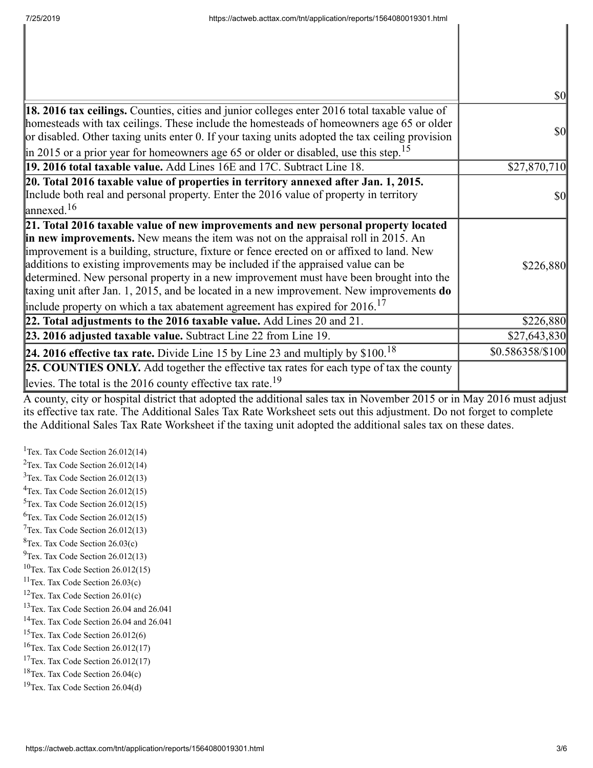| | |
|---|---|
| | $0 |
| **18. 2016 tax ceilings.** Counties, cities and junior colleges enter 2016 total taxable value of homesteads with tax ceilings. These include the homesteads of homeowners age 65 or older or disabled. Other taxing units enter 0. If your taxing units adopted the tax ceiling provision in 2015 or a prior year for homeowners age 65 or older or disabled, use this step.[15] | $0 |
| **19. 2016 total taxable value.** Add Lines 16E and 17C. Subtract Line 18. | $27,870,710 |
| **20. Total 2016 taxable value of properties in territory annexed after Jan. 1, 2015.** Include both real and personal property. Enter the 2016 value of property in territory annexed.[16] | $0 |
| **21. Total 2016 taxable value of new improvements and new personal property located in new improvements.** New means the item was not on the appraisal roll in 2015. An improvement is a building, structure, fixture or fence erected on or affixed to land. New additions to existing improvements may be included if the appraised value can be determined. New personal property in a new improvement must have been brought into the taxing unit after Jan. 1, 2015, and be located in a new improvement. New improvements **do** include property on which a tax abatement agreement has expired for 2016.[17] | $226,880 |
| **22. Total adjustments to the 2016 taxable value.** Add Lines 20 and 21. | $226,880 |
| **23. 2016 adjusted taxable value.** Subtract Line 22 from Line 19. | $27,643,830 |
| **24. 2016 effective tax rate.** Divide Line 15 by Line 23 and multiply by $100.[18] | $0.586358/$100 |
| **25. COUNTIES ONLY.** Add together the effective tax rates for each type of tax the county levies. The total is the 2016 county effective tax rate.[19] | |

A county, city or hospital district that adopted the additional sales tax in November 2015 or in May 2016 must adjust its effective tax rate. The Additional Sales Tax Rate Worksheet sets out this adjustment. Do not forget to complete the Additional Sales Tax Rate Worksheet if the taxing unit adopted the additional sales tax on these dates.

[1] Tex. Tax Code Section 26.012(14)
[2] Tex. Tax Code Section 26.012(14)
[3] Tex. Tax Code Section 26.012(13)
[4] Tex. Tax Code Section 26.012(15)
[5] Tex. Tax Code Section 26.012(15)
[6] Tex. Tax Code Section 26.012(15)
[7] Tex. Tax Code Section 26.012(13)
[8] Tex. Tax Code Section 26.03(c)
[9] Tex. Tax Code Section 26.012(13)
[10] Tex. Tax Code Section 26.012(15)
[11] Tex. Tax Code Section 26.03(c)
[12] Tex. Tax Code Section 26.01(c)
[13] Tex. Tax Code Section 26.04 and 26.041
[14] Tex. Tax Code Section 26.04 and 26.041
[15] Tex. Tax Code Section 26.012(6)
[16] Tex. Tax Code Section 26.012(17)
[17] Tex. Tax Code Section 26.012(17)
[18] Tex. Tax Code Section 26.04(c)
[19] Tex. Tax Code Section 26.04(d)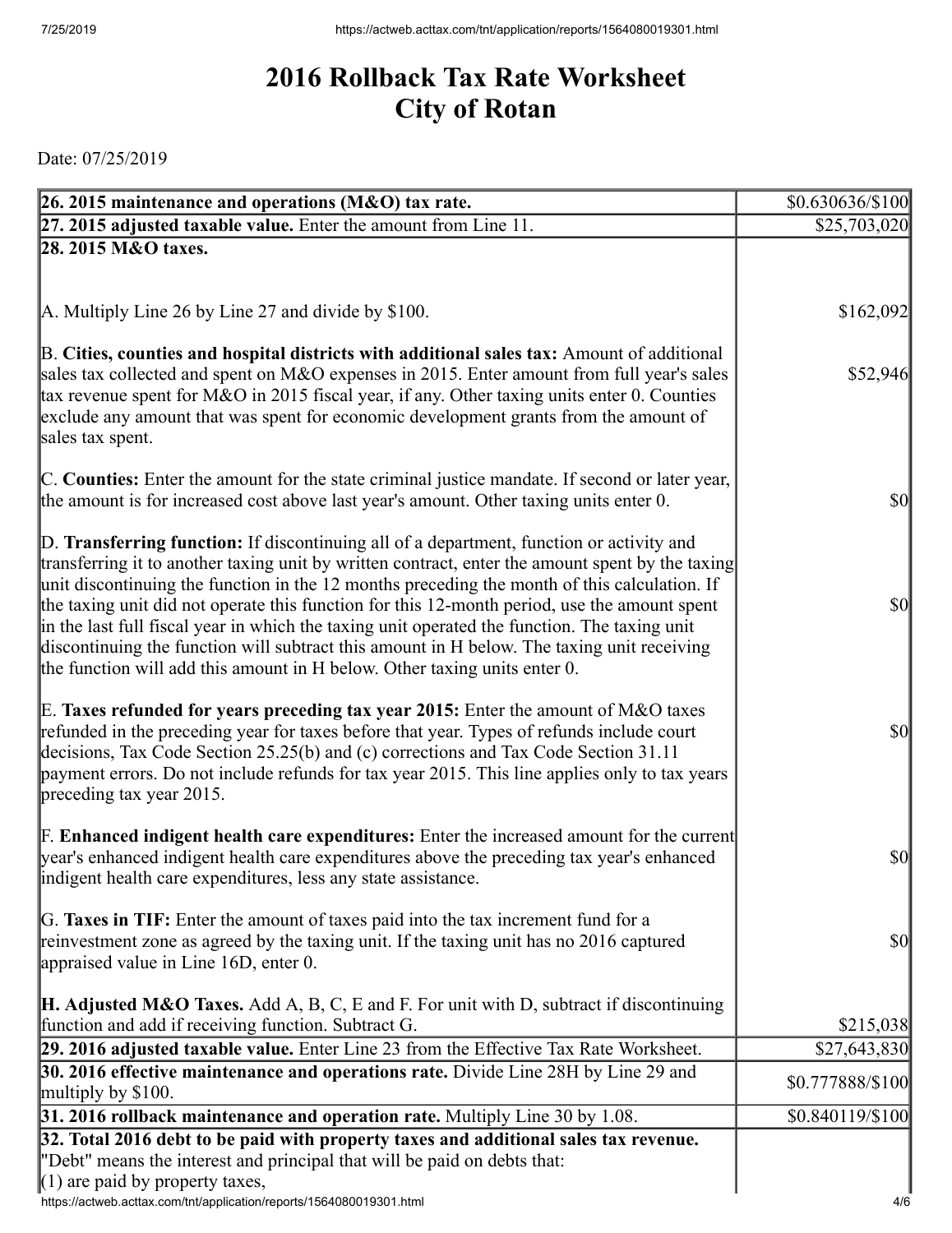# 2016 Rollback Tax Rate Worksheet
# City of Rotan

Date: 07/25/2019

| | |
|---|---|
| **26. 2015 maintenance and operations (M&O) tax rate.** | $0.630636/$100 |
| **27. 2015 adjusted taxable value.** Enter the amount from Line 11. | $25,703,020 |
| **28. 2015 M&O taxes.**<br><br>A. Multiply Line 26 by Line 27 and divide by $100.<br><br>B. **Cities, counties and hospital districts with additional sales tax:** Amount of additional sales tax collected and spent on M&O expenses in 2015. Enter amount from full year's sales tax revenue spent for M&O in 2015 fiscal year, if any. Other taxing units enter 0. Counties exclude any amount that was spent for economic development grants from the amount of sales tax spent.<br><br>C. **Counties:** Enter the amount for the state criminal justice mandate. If second or later year, the amount is for increased cost above last year's amount. Other taxing units enter 0.<br><br>D. **Transferring function:** If discontinuing all of a department, function or activity and transferring it to another taxing unit by written contract, enter the amount spent by the taxing unit discontinuing the function in the 12 months preceding the month of this calculation. If the taxing unit did not operate this function for this 12-month period, use the amount spent in the last full fiscal year in which the taxing unit operated the function. The taxing unit discontinuing the function will subtract this amount in H below. The taxing unit receiving the function will add this amount in H below. Other taxing units enter 0.<br><br>E. **Taxes refunded for years preceding tax year 2015:** Enter the amount of M&O taxes refunded in the preceding year for taxes before that year. Types of refunds include court decisions, Tax Code Section 25.25(b) and (c) corrections and Tax Code Section 31.11 payment errors. Do not include refunds for tax year 2015. This line applies only to tax years preceding tax year 2015.<br><br>F. **Enhanced indigent health care expenditures:** Enter the increased amount for the current year's enhanced indigent health care expenditures above the preceding tax year's enhanced indigent health care expenditures, less any state assistance.<br><br>G. **Taxes in TIF:** Enter the amount of taxes paid into the tax increment fund for a reinvestment zone as agreed by the taxing unit. If the taxing unit has no 2016 captured appraised value in Line 16D, enter 0.<br><br>**H. Adjusted M&O Taxes.** Add A, B, C, E and F. For unit with D, subtract if discontinuing function and add if receiving function. Subtract G. | <br><br>$162,092<br><br>$52,946<br><br>$0<br><br>$0<br><br>$0<br><br>$0<br><br>$0<br><br>$215,038 |
| **29. 2016 adjusted taxable value.** Enter Line 23 from the Effective Tax Rate Worksheet. | $27,643,830 |
| **30. 2016 effective maintenance and operations rate.** Divide Line 28H by Line 29 and multiply by $100. | $0.777888/$100 |
| **31. 2016 rollback maintenance and operation rate.** Multiply Line 30 by 1.08. | $0.840119/$100 |
| **32. Total 2016 debt to be paid with property taxes and additional sales tax revenue.**<br>"Debt" means the interest and principal that will be paid on debts that:<br>(1) are paid by property taxes, | |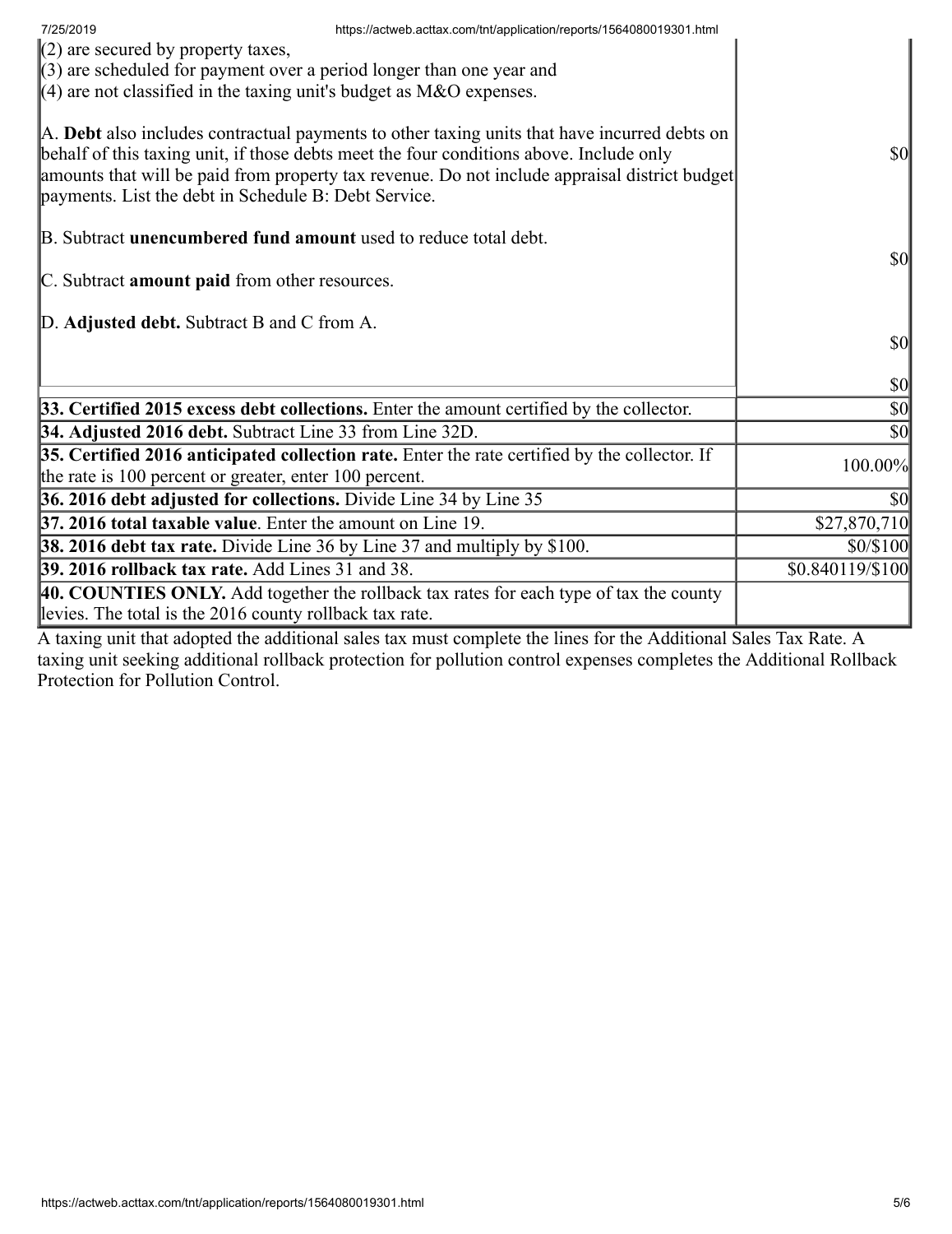| | |
|---|---|
| (2) are secured by property taxes,<br>(3) are scheduled for payment over a period longer than one year and<br>(4) are not classified in the taxing unit's budget as M&O expenses.<br><br>A. **Debt** also includes contractual payments to other taxing units that have incurred debts on behalf of this taxing unit, if those debts meet the four conditions above. Include only amounts that will be paid from property tax revenue. Do not include appraisal district budget payments. List the debt in Schedule B: Debt Service.<br><br>B. Subtract **unencumbered fund amount** used to reduce total debt.<br><br>C. Subtract **amount paid** from other resources.<br><br>D. **Adjusted debt.** Subtract B and C from A. | $0<br><br>$0<br><br>$0<br><br>$0 |
| **33. Certified 2015 excess debt collections.** Enter the amount certified by the collector. | $0 |
| **34. Adjusted 2016 debt.** Subtract Line 33 from Line 32D. | $0 |
| **35. Certified 2016 anticipated collection rate.** Enter the rate certified by the collector. If the rate is 100 percent or greater, enter 100 percent. | 100.00% |
| **36. 2016 debt adjusted for collections.** Divide Line 34 by Line 35 | $0 |
| **37. 2016 total taxable value**. Enter the amount on Line 19. | $27,870,710 |
| **38. 2016 debt tax rate.** Divide Line 36 by Line 37 and multiply by $100. | $0/$100 |
| **39. 2016 rollback tax rate.** Add Lines 31 and 38. | $0.840119/$100 |
| **40. COUNTIES ONLY.** Add together the rollback tax rates for each type of tax the county levies. The total is the 2016 county rollback tax rate. | |

A taxing unit that adopted the additional sales tax must complete the lines for the Additional Sales Tax Rate. A taxing unit seeking additional rollback protection for pollution control expenses completes the Additional Rollback Protection for Pollution Control.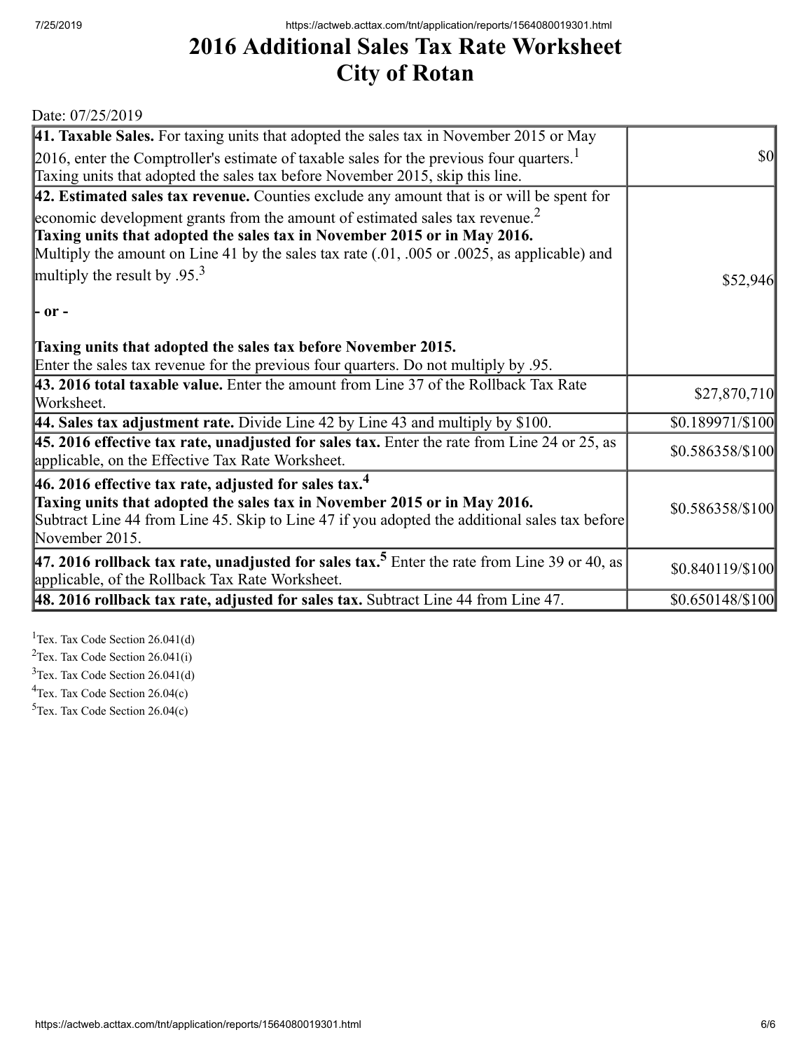# 2016 Additional Sales Tax Rate Worksheet
# City of Rotan

Date: 07/25/2019

| | |
|---|---|
| **41. Taxable Sales.** For taxing units that adopted the sales tax in November 2015 or May 2016, enter the Comptroller's estimate of taxable sales for the previous four quarters.[1] Taxing units that adopted the sales tax before November 2015, skip this line. | $0 |
| **42. Estimated sales tax revenue.** Counties exclude any amount that is or will be spent for economic development grants from the amount of estimated sales tax revenue.[2] **Taxing units that adopted the sales tax in November 2015 or in May 2016.** Multiply the amount on Line 41 by the sales tax rate (.01, .005 or .0025, as applicable) and multiply the result by .95.[3] **- or -** **Taxing units that adopted the sales tax before November 2015.** Enter the sales tax revenue for the previous four quarters. Do not multiply by .95. | $52,946 |
| **43. 2016 total taxable value.** Enter the amount from Line 37 of the Rollback Tax Rate Worksheet. | $27,870,710 |
| **44. Sales tax adjustment rate.** Divide Line 42 by Line 43 and multiply by $100. | $0.189971/$100 |
| **45. 2016 effective tax rate, unadjusted for sales tax.** Enter the rate from Line 24 or 25, as applicable, on the Effective Tax Rate Worksheet. | $0.586358/$100 |
| **46. 2016 effective tax rate, adjusted for sales tax.[4]** **Taxing units that adopted the sales tax in November 2015 or in May 2016.** Subtract Line 44 from Line 45. Skip to Line 47 if you adopted the additional sales tax before November 2015. | $0.586358/$100 |
| **47. 2016 rollback tax rate, unadjusted for sales tax.[5]** Enter the rate from Line 39 or 40, as applicable, of the Rollback Tax Rate Worksheet. | $0.840119/$100 |
| **48. 2016 rollback tax rate, adjusted for sales tax.** Subtract Line 44 from Line 47. | $0.650148/$100 |

[1]Tex. Tax Code Section 26.041(d)

[2]Tex. Tax Code Section 26.041(i)

[3]Tex. Tax Code Section 26.041(d)

[4]Tex. Tax Code Section 26.04(c)

[5]Tex. Tax Code Section 26.04(c)